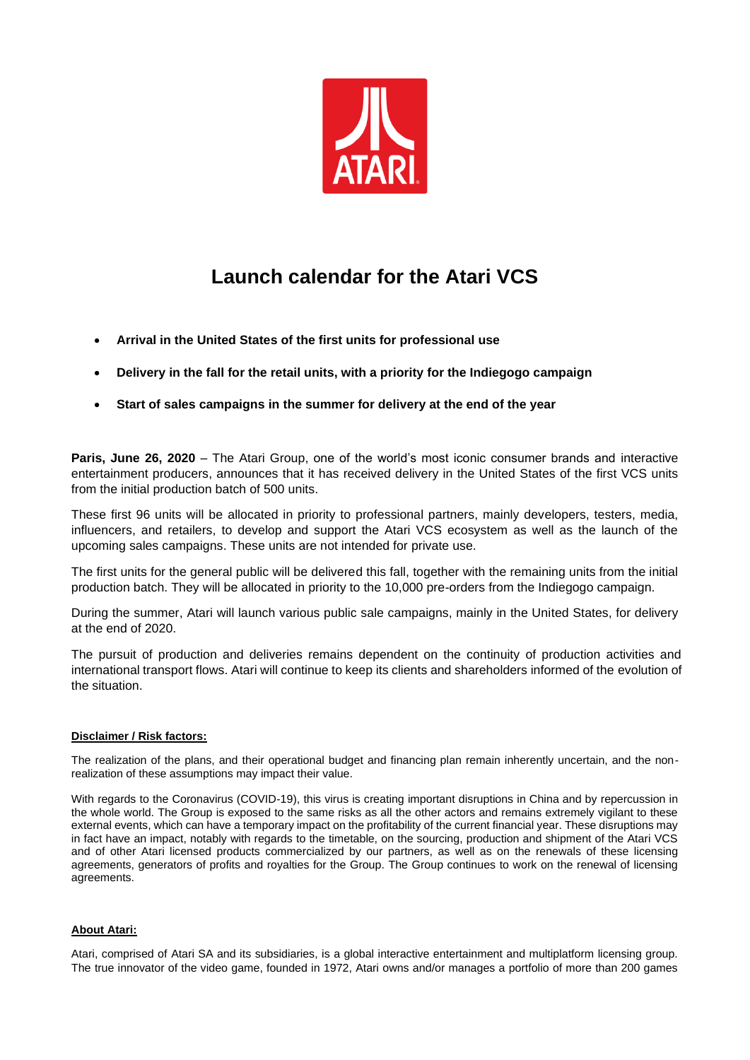# Launch calendar for the Atari VCS

- **Arrival in the United States of the first units for professional use**
- **Delivery in the fall for the retail units, with a priority for the Indiegogo campaign**
- **Start of sales campaigns in the summer for delivery at the end of the year**

**Paris, June 26, 2020** – The Atari Group, one of the world's most iconic consumer brands and interactive entertainment producers, announces that it has received delivery in the United States of the first VCS units from the initial production batch of 500 units.

These first 96 units will be allocated in priority to professional partners, mainly developers, testers, media, influencers, and retailers, to develop and support the Atari VCS ecosystem as well as the launch of the upcoming sales campaigns. These units are not intended for private use.

The first units for the general public will be delivered this fall, together with the remaining units from the initial production batch. They will be allocated in priority to the 10,000 pre-orders from the Indiegogo campaign.

During the summer, Atari will launch various public sale campaigns, mainly in the United States, for delivery at the end of 2020.

The pursuit of production and deliveries remains dependent on the continuity of production activities and international transport flows. Atari will continue to keep its clients and shareholders informed of the evolution of the situation.

**Disclaimer / Risk factors:**

The realization of the plans, and their operational budget and financing plan remain inherently uncertain, and the non-realization of these assumptions may impact their value.

With regards to the Coronavirus (COVID-19), this virus is creating important disruptions in China and by repercussion in the whole world. The Group is exposed to the same risks as all the other actors and remains extremely vigilant to these external events, which can have a temporary impact on the profitability of the current financial year. These disruptions may in fact have an impact, notably with regards to the timetable, on the sourcing, production and shipment of the Atari VCS and of other Atari licensed products commercialized by our partners, as well as on the renewals of these licensing agreements, generators of profits and royalties for the Group. The Group continues to work on the renewal of licensing agreements.

**About Atari:**

Atari, comprised of Atari SA and its subsidiaries, is a global interactive entertainment and multiplatform licensing group. The true innovator of the video game, founded in 1972, Atari owns and/or manages a portfolio of more than 200 games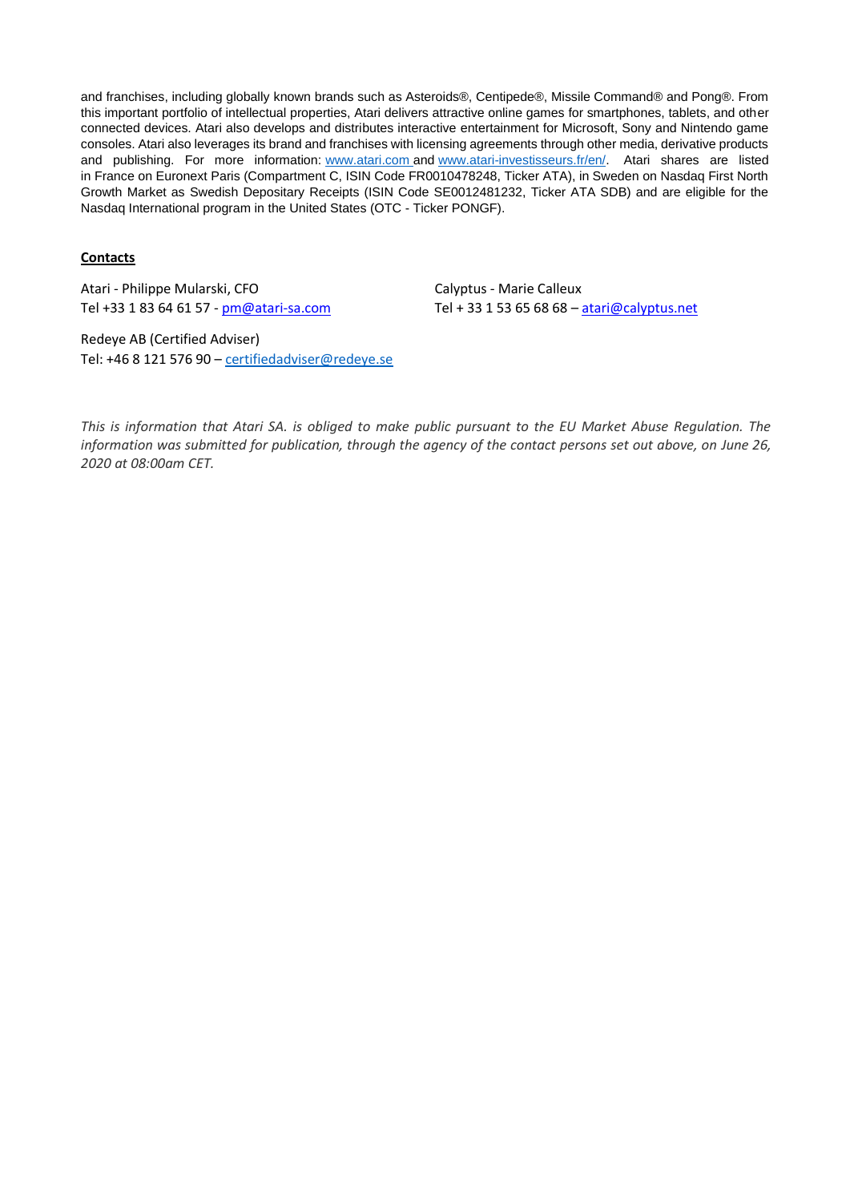and franchises, including globally known brands such as Asteroids®, Centipede®, Missile Command® and Pong®. From this important portfolio of intellectual properties, Atari delivers attractive online games for smartphones, tablets, and other connected devices. Atari also develops and distributes interactive entertainment for Microsoft, Sony and Nintendo game consoles. Atari also leverages its brand and franchises with licensing agreements through other media, derivative products and publishing. For more information: www.atari.com and www.atari-investisseurs.fr/en/. Atari shares are listed in France on Euronext Paris (Compartment C, ISIN Code FR0010478248, Ticker ATA), in Sweden on Nasdaq First North Growth Market as Swedish Depositary Receipts (ISIN Code SE0012481232, Ticker ATA SDB) and are eligible for the Nasdaq International program in the United States (OTC - Ticker PONGF).

**Contacts**

Atari - Philippe Mularski, CFO
Tel +33 1 83 64 61 57 - pm@atari-sa.com

Calyptus - Marie Calleux
Tel + 33 1 53 65 68 68 – atari@calyptus.net

Redeye AB (Certified Adviser)
Tel: +46 8 121 576 90 – certifiedadviser@redeye.se

*This is information that Atari SA. is obliged to make public pursuant to the EU Market Abuse Regulation. The information was submitted for publication, through the agency of the contact persons set out above, on June 26, 2020 at 08:00am CET.*